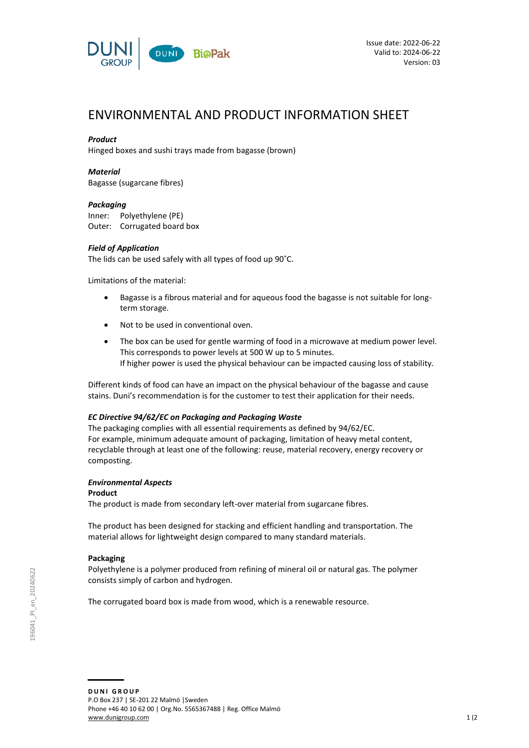Issue date: 2022-06-22
Valid to: 2024-06-22
Version: 03

# ENVIRONMENTAL AND PRODUCT INFORMATION SHEET

***Product***
Hinged boxes and sushi trays made from bagasse (brown)

***Material***
Bagasse (sugarcane fibres)

***Packaging***
Inner: Polyethylene (PE)
Outer: Corrugated board box

***Field of Application***
The lids can be used safely with all types of food up 90˚C.

Limitations of the material:

- Bagasse is a fibrous material and for aqueous food the bagasse is not suitable for long-term storage.
- Not to be used in conventional oven.
- The box can be used for gentle warming of food in a microwave at medium power level. This corresponds to power levels at 500 W up to 5 minutes.
  If higher power is used the physical behaviour can be impacted causing loss of stability.

Different kinds of food can have an impact on the physical behaviour of the bagasse and cause stains. Duni's recommendation is for the customer to test their application for their needs.

***EC Directive 94/62/EC on Packaging and Packaging Waste***
The packaging complies with all essential requirements as defined by 94/62/EC.
For example, minimum adequate amount of packaging, limitation of heavy metal content, recyclable through at least one of the following: reuse, material recovery, energy recovery or composting.

***Environmental Aspects***
**Product**
The product is made from secondary left-over material from sugarcane fibres.

The product has been designed for stacking and efficient handling and transportation. The material allows for lightweight design compared to many standard materials.

**Packaging**
Polyethylene is a polymer produced from refining of mineral oil or natural gas. The polymer consists simply of carbon and hydrogen.

The corrugated board box is made from wood, which is a renewable resource.

**DUNI GROUP**
P.O Box 237 | SE-201 22 Malmö | Sweden
Phone +46 40 10 62 00 | Org.No. 5565367488 | Reg. Office Malmö
www.dunigroup.com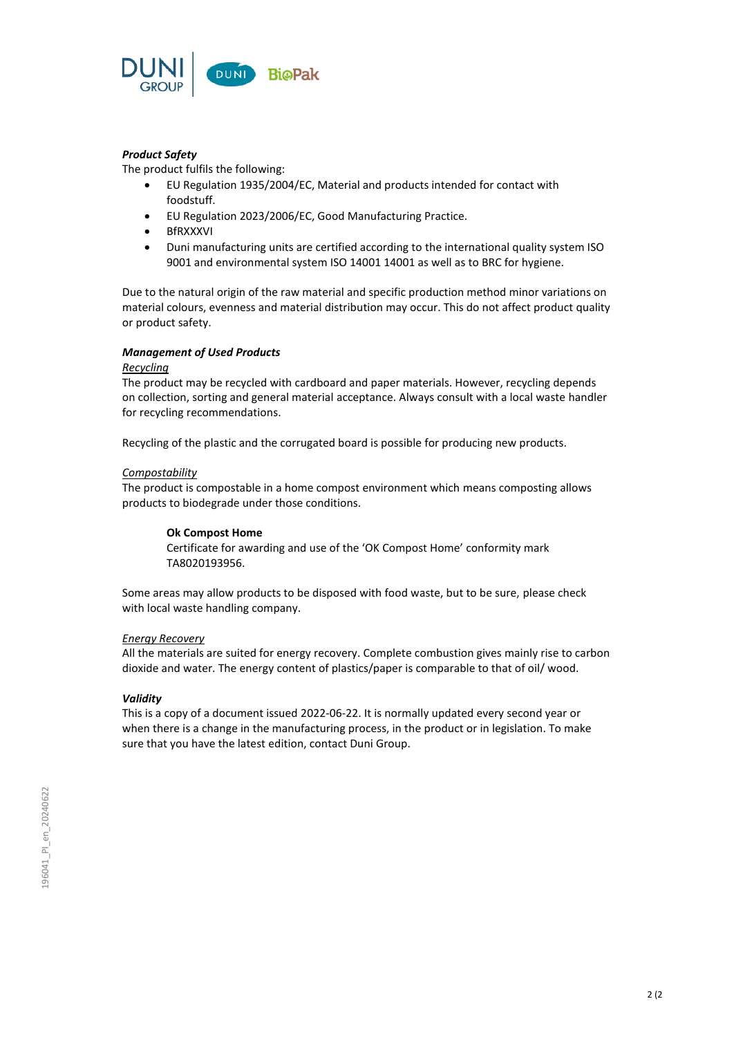***Product Safety***

The product fulfils the following:

- EU Regulation 1935/2004/EC, Material and products intended for contact with foodstuff.
- EU Regulation 2023/2006/EC, Good Manufacturing Practice.
- BfRXXXVI
- Duni manufacturing units are certified according to the international quality system ISO 9001 and environmental system ISO 14001 14001 as well as to BRC for hygiene.

Due to the natural origin of the raw material and specific production method minor variations on material colours, evenness and material distribution may occur. This do not affect product quality or product safety.

***Management of Used Products***

*Recycling*

The product may be recycled with cardboard and paper materials. However, recycling depends on collection, sorting and general material acceptance. Always consult with a local waste handler for recycling recommendations.

Recycling of the plastic and the corrugated board is possible for producing new products.

*Compostability*

The product is compostable in a home compost environment which means composting allows products to biodegrade under those conditions.

> **Ok Compost Home**
> Certificate for awarding and use of the 'OK Compost Home' conformity mark TA8020193956.

Some areas may allow products to be disposed with food waste, but to be sure, please check with local waste handling company.

*Energy Recovery*

All the materials are suited for energy recovery. Complete combustion gives mainly rise to carbon dioxide and water. The energy content of plastics/paper is comparable to that of oil/ wood.

***Validity***

This is a copy of a document issued 2022-06-22. It is normally updated every second year or when there is a change in the manufacturing process, in the product or in legislation. To make sure that you have the latest edition, contact Duni Group.

196041_PI_en_20240622